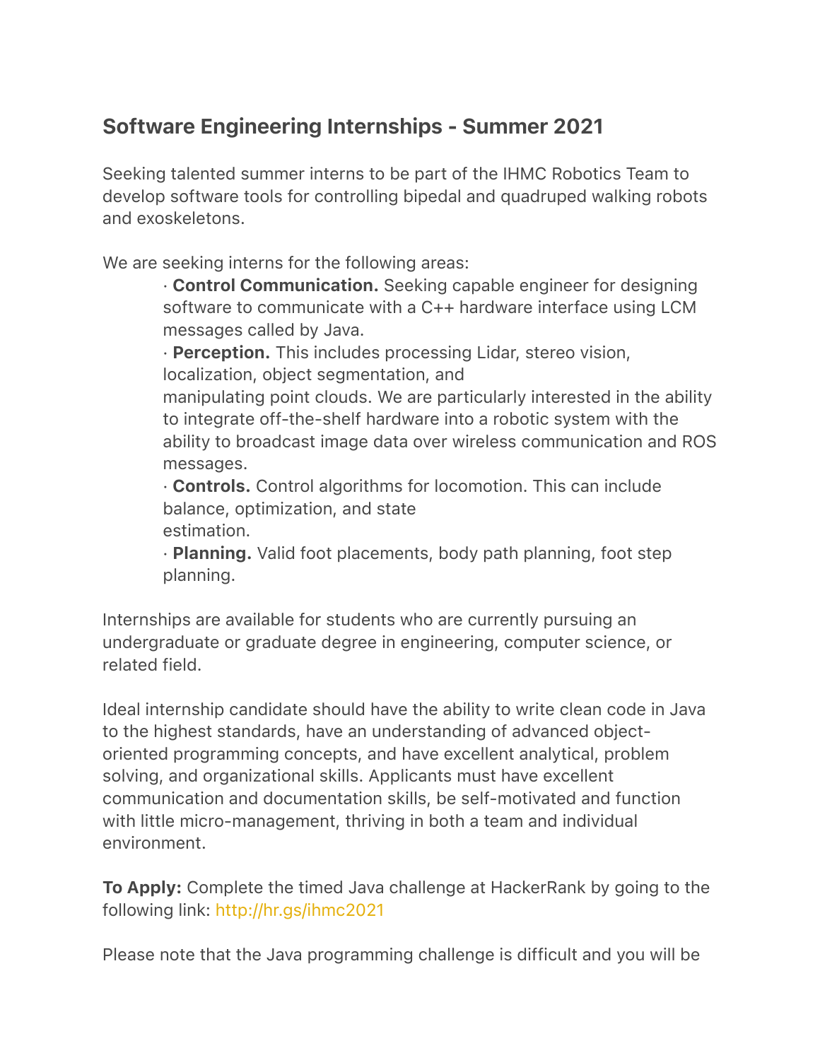## Software Engineering Internships - Summer 2021

Seeking talented summer interns to be part of the IHMC Robotics Team to develop software tools for controlling bipedal and quadruped walking robots and exoskeletons.

We are seeking interns for the following areas:

- **Control Communication.** Seeking capable engineer for designing software to communicate with a C++ hardware interface using LCM messages called by Java.
- **Perception.** This includes processing Lidar, stereo vision, localization, object segmentation, and manipulating point clouds. We are particularly interested in the ability to integrate off-the-shelf hardware into a robotic system with the ability to broadcast image data over wireless communication and ROS messages.
- **Controls.** Control algorithms for locomotion. This can include balance, optimization, and state estimation.
- **Planning.** Valid foot placements, body path planning, foot step planning.

Internships are available for students who are currently pursuing an undergraduate or graduate degree in engineering, computer science, or related field.

Ideal internship candidate should have the ability to write clean code in Java to the highest standards, have an understanding of advanced object-oriented programming concepts, and have excellent analytical, problem solving, and organizational skills. Applicants must have excellent communication and documentation skills, be self-motivated and function with little micro-management, thriving in both a team and individual environment.

**To Apply:** Complete the timed Java challenge at HackerRank by going to the following link: http://hr.gs/ihmc2021

Please note that the Java programming challenge is difficult and you will be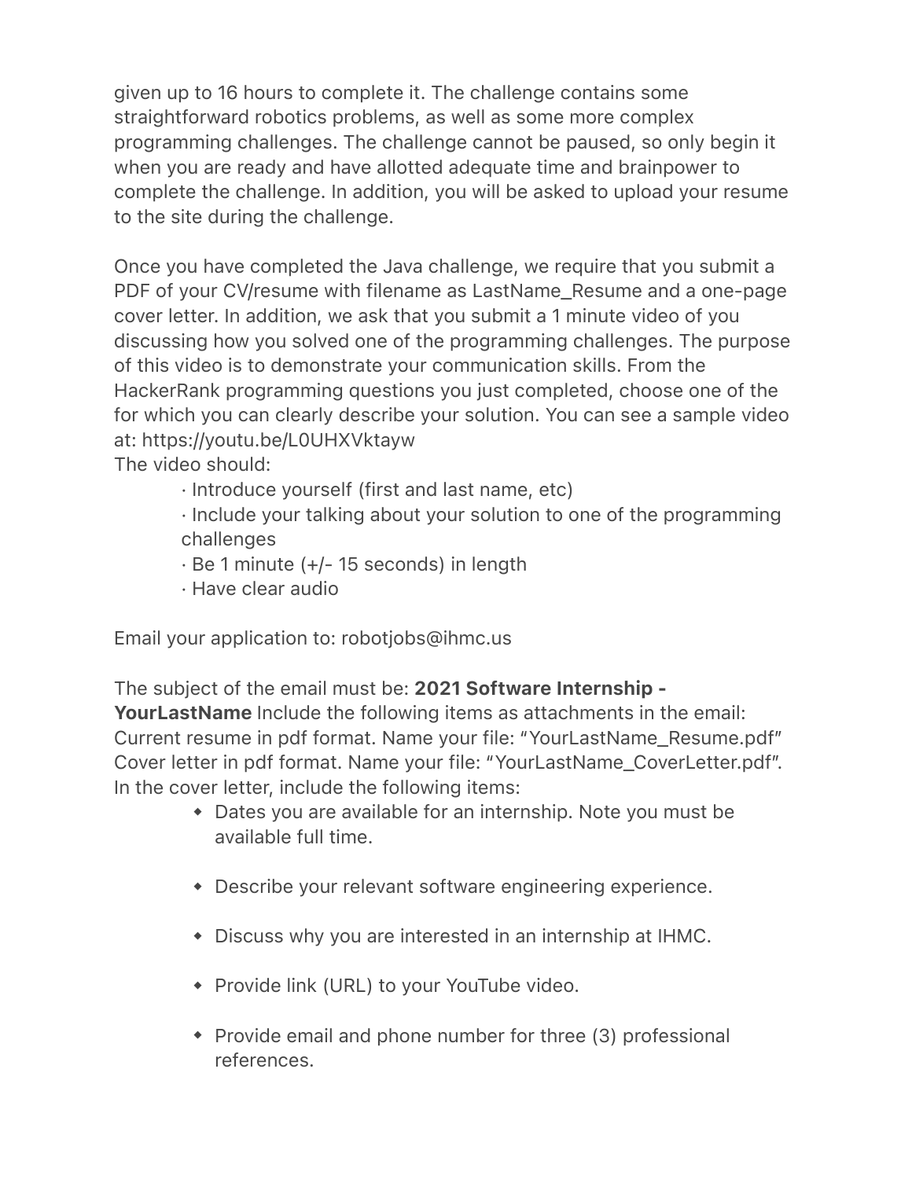given up to 16 hours to complete it. The challenge contains some straightforward robotics problems, as well as some more complex programming challenges. The challenge cannot be paused, so only begin it when you are ready and have allotted adequate time and brainpower to complete the challenge. In addition, you will be asked to upload your resume to the site during the challenge.

Once you have completed the Java challenge, we require that you submit a PDF of your CV/resume with filename as LastName_Resume and a one-page cover letter. In addition, we ask that you submit a 1 minute video of you discussing how you solved one of the programming challenges. The purpose of this video is to demonstrate your communication skills. From the HackerRank programming questions you just completed, choose one of the for which you can clearly describe your solution. You can see a sample video at: https://youtu.be/L0UHXVktayw

The video should:

- · Introduce yourself (first and last name, etc)
- · Include your talking about your solution to one of the programming challenges
- · Be 1 minute (+/- 15 seconds) in length
- · Have clear audio

Email your application to: robotjobs@ihmc.us

The subject of the email must be: **2021 Software Internship - YourLastName** Include the following items as attachments in the email: Current resume in pdf format. Name your file: "YourLastName_Resume.pdf" Cover letter in pdf format. Name your file: "YourLastName_CoverLetter.pdf". In the cover letter, include the following items:

- Dates you are available for an internship. Note you must be available full time.
- Describe your relevant software engineering experience.
- Discuss why you are interested in an internship at IHMC.
- Provide link (URL) to your YouTube video.
- Provide email and phone number for three (3) professional references.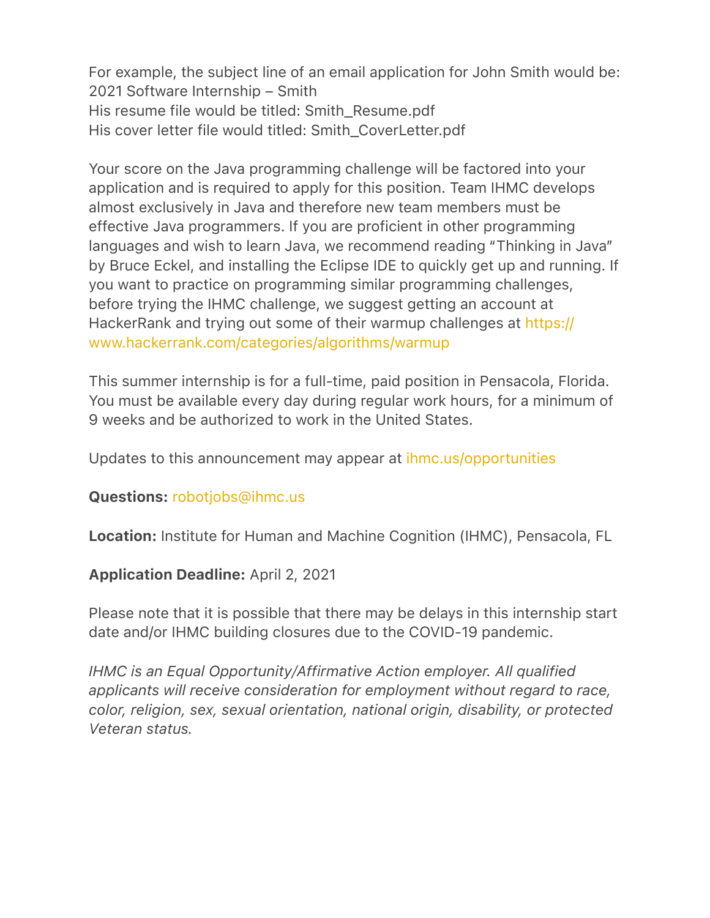For example, the subject line of an email application for John Smith would be:
2021 Software Internship – Smith
His resume file would be titled: Smith_Resume.pdf
His cover letter file would titled: Smith_CoverLetter.pdf

Your score on the Java programming challenge will be factored into your application and is required to apply for this position. Team IHMC develops almost exclusively in Java and therefore new team members must be effective Java programmers. If you are proficient in other programming languages and wish to learn Java, we recommend reading "Thinking in Java" by Bruce Eckel, and installing the Eclipse IDE to quickly get up and running. If you want to practice on programming similar programming challenges, before trying the IHMC challenge, we suggest getting an account at HackerRank and trying out some of their warmup challenges at https://www.hackerrank.com/categories/algorithms/warmup

This summer internship is for a full-time, paid position in Pensacola, Florida. You must be available every day during regular work hours, for a minimum of 9 weeks and be authorized to work in the United States.

Updates to this announcement may appear at ihmc.us/opportunities

**Questions:** robotjobs@ihmc.us

**Location:** Institute for Human and Machine Cognition (IHMC), Pensacola, FL

**Application Deadline:** April 2, 2021

Please note that it is possible that there may be delays in this internship start date and/or IHMC building closures due to the COVID-19 pandemic.

*IHMC is an Equal Opportunity/Affirmative Action employer. All qualified applicants will receive consideration for employment without regard to race, color, religion, sex, sexual orientation, national origin, disability, or protected Veteran status.*